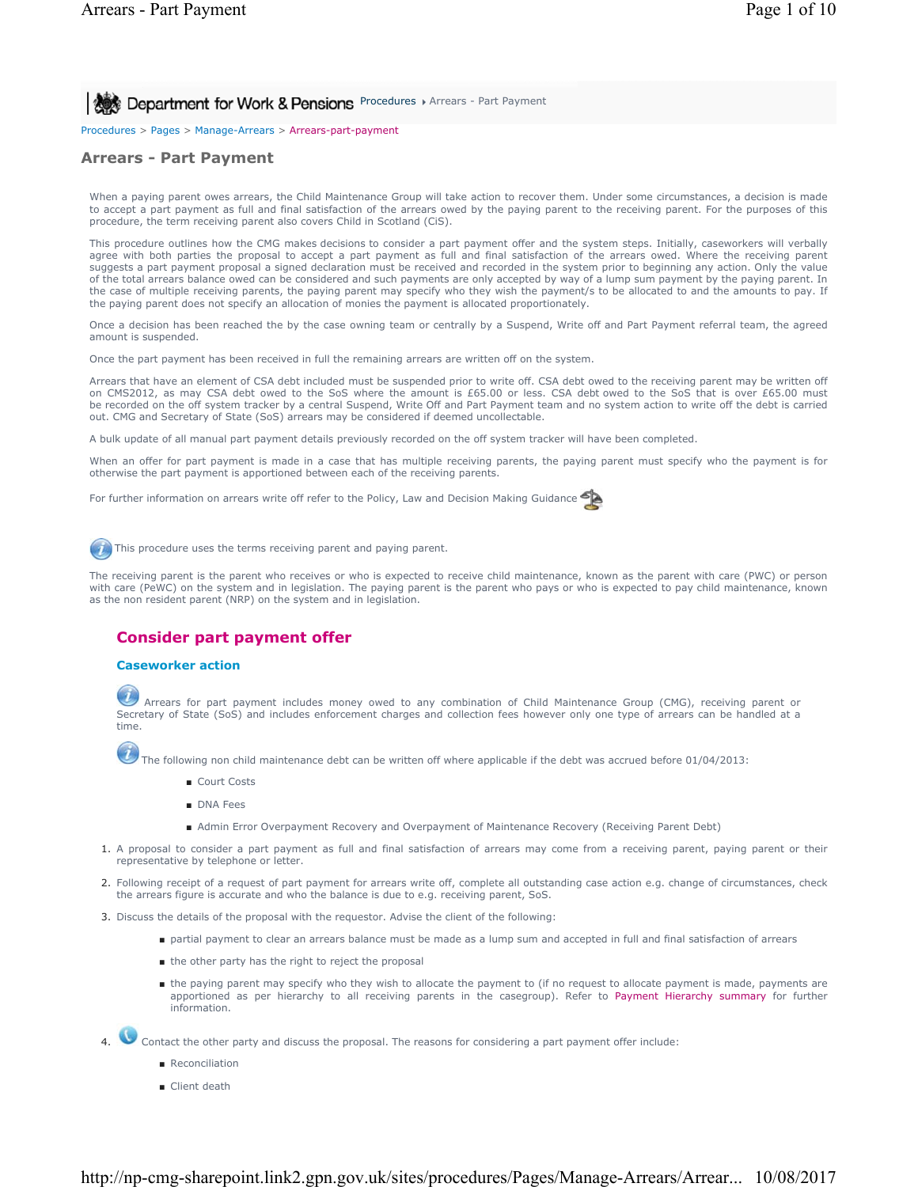Procedures > Pages > Manage-Arrears > Arrears-part-payment

# Arrears - Part Payment

When a paying parent owes arrears, the Child Maintenance Group will take action to recover them. Under some circumstances, a decision is made to accept a part payment as full and final satisfaction of the arrears owed by the paying parent to the receiving parent. For the purposes of this procedure, the term receiving parent also covers Child in Scotland (CiS).

This procedure outlines how the CMG makes decisions to consider a part payment offer and the system steps. Initially, caseworkers will verbally agree with both parties the proposal to accept a part payment as full and final satisfaction of the arrears owed. Where the receiving parent suggests a part payment proposal a signed declaration must be received and recorded in the system prior to beginning any action. Only the value of the total arrears balance owed can be considered and such payments are only accepted by way of a lump sum payment by the paying parent. In the case of multiple receiving parents, the paying parent may specify who they wish the payment/s to be allocated to and the amounts to pay. If the paying parent does not specify an allocation of monies the payment is allocated proportionately.

Once a decision has been reached the by the case owning team or centrally by a Suspend, Write off and Part Payment referral team, the agreed amount is suspended.

Once the part payment has been received in full the remaining arrears are written off on the system.

Arrears that have an element of CSA debt included must be suspended prior to write off. CSA debt owed to the receiving parent may be written off on CMS2012, as may CSA debt owed to the SoS where the amount is £65.00 or less. CSA debt owed to the SoS that is over £65.00 must be recorded on the off system tracker by a central Suspend, Write Off and Part Payment team and no system action to write off the debt is carried out. CMG and Secretary of State (SoS) arrears may be considered if deemed uncollectable.

A bulk update of all manual part payment details previously recorded on the off system tracker will have been completed.

When an offer for part payment is made in a case that has multiple receiving parents, the paying parent must specify who the payment is for otherwise the part payment is apportioned between each of the receiving parents.

For further information on arrears write off refer to the Policy, Law and Decision Making Guidance

This procedure uses the terms receiving parent and paying parent.

The receiving parent is the parent who receives or who is expected to receive child maintenance, known as the parent with care (PWC) or person with care (PeWC) on the system and in legislation. The paying parent is the parent who pays or who is expected to pay child maintenance, known as the non resident parent (NRP) on the system and in legislation.

## Consider part payment offer

### Caseworker action

Arrears for part payment includes money owed to any combination of Child Maintenance Group (CMG), receiving parent or Secretary of State (SoS) and includes enforcement charges and collection fees however only one type of arrears can be handled at a time.

The following non child maintenance debt can be written off where applicable if the debt was accrued before 01/04/2013:

- Court Costs
- DNA Fees
- Admin Error Overpayment Recovery and Overpayment of Maintenance Recovery (Receiving Parent Debt)

1. A proposal to consider a part payment as full and final satisfaction of arrears may come from a receiving parent, paying parent or their representative by telephone or letter.
2. Following receipt of a request of part payment for arrears write off, complete all outstanding case action e.g. change of circumstances, check the arrears figure is accurate and who the balance is due to e.g. receiving parent, SoS.
3. Discuss the details of the proposal with the requestor. Advise the client of the following:
   - partial payment to clear an arrears balance must be made as a lump sum and accepted in full and final satisfaction of arrears
   - the other party has the right to reject the proposal
   - the paying parent may specify who they wish to allocate the payment to (if no request to allocate payment is made, payments are apportioned as per hierarchy to all receiving parents in the casegroup). Refer to Payment Hierarchy summary for further information.
4. Contact the other party and discuss the proposal. The reasons for considering a part payment offer include:
   - Reconciliation
   - Client death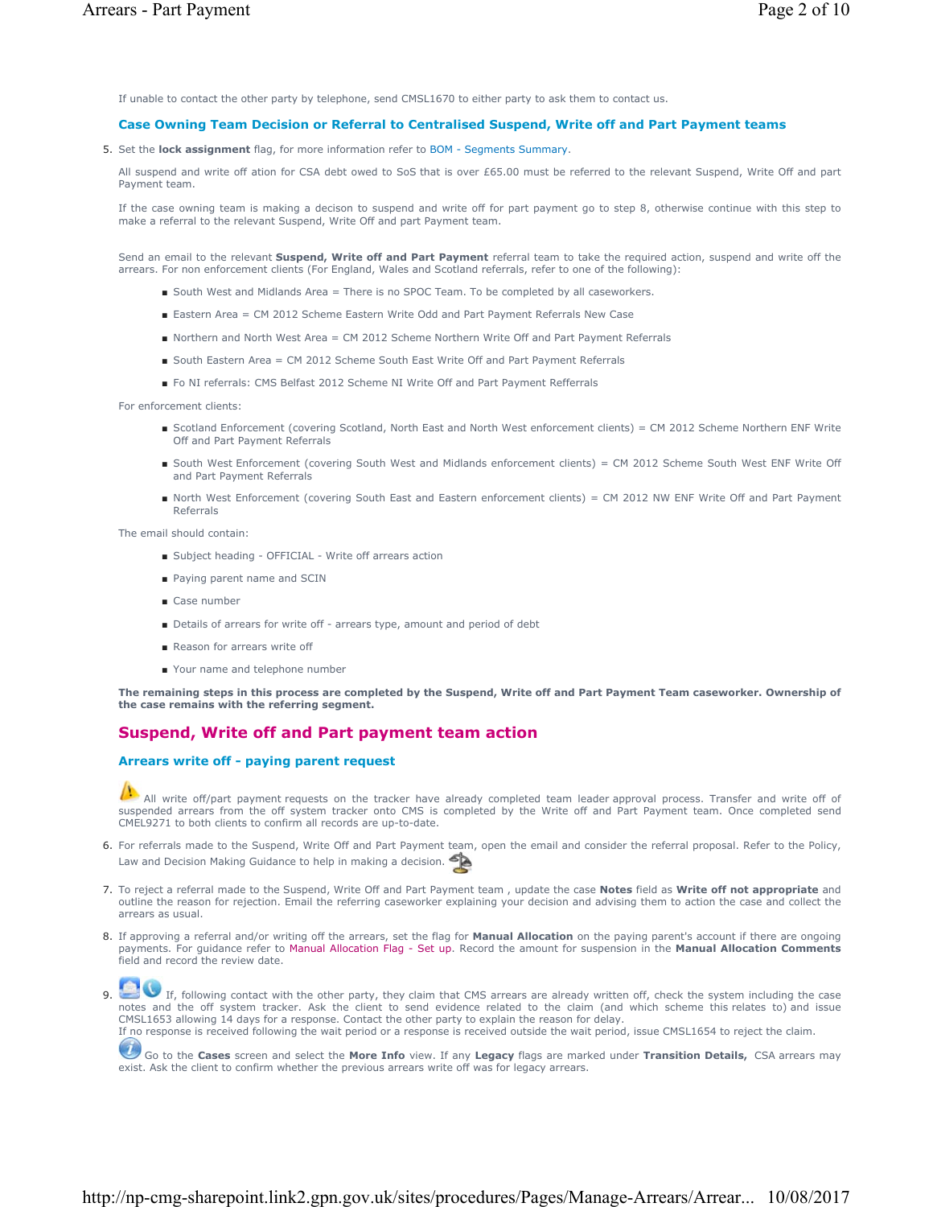If unable to contact the other party by telephone, send CMSL1670 to either party to ask them to contact us.

### Case Owning Team Decision or Referral to Centralised Suspend, Write off and Part Payment teams

5. Set the **lock assignment** flag, for more information refer to BOM - Segments Summary.

   All suspend and write off ation for CSA debt owed to SoS that is over £65.00 must be referred to the relevant Suspend, Write Off and part Payment team.

   If the case owning team is making a decison to suspend and write off for part payment go to step 8, otherwise continue with this step to make a referral to the relevant Suspend, Write Off and part Payment team.

   Send an email to the relevant **Suspend, Write off and Part Payment** referral team to take the required action, suspend and write off the arrears. For non enforcement clients (For England, Wales and Scotland referrals, refer to one of the following):

   - South West and Midlands Area = There is no SPOC Team. To be completed by all caseworkers.
   - Eastern Area = CM 2012 Scheme Eastern Write Odd and Part Payment Referrals New Case
   - Northern and North West Area = CM 2012 Scheme Northern Write Off and Part Payment Referrals
   - South Eastern Area = CM 2012 Scheme South East Write Off and Part Payment Referrals
   - Fo NI referrals: CMS Belfast 2012 Scheme NI Write Off and Part Payment Refferrals

   For enforcement clients:

   - Scotland Enforcement (covering Scotland, North East and North West enforcement clients) = CM 2012 Scheme Northern ENF Write Off and Part Payment Referrals
   - South West Enforcement (covering South West and Midlands enforcement clients) = CM 2012 Scheme South West ENF Write Off and Part Payment Referrals
   - North West Enforcement (covering South East and Eastern enforcement clients) = CM 2012 NW ENF Write Off and Part Payment Referrals

   The email should contain:

   - Subject heading - OFFICIAL - Write off arrears action
   - Paying parent name and SCIN
   - Case number
   - Details of arrears for write off - arrears type, amount and period of debt
   - Reason for arrears write off
   - Your name and telephone number

   **The remaining steps in this process are completed by the Suspend, Write off and Part Payment Team caseworker. Ownership of the case remains with the referring segment.**

## Suspend, Write off and Part payment team action

### Arrears write off - paying parent request

All write off/part payment requests on the tracker have already completed team leader approval process. Transfer and write off of suspended arrears from the off system tracker onto CMS is completed by the Write off and Part Payment team. Once completed send CMEL9271 to both clients to confirm all records are up-to-date.

6. For referrals made to the Suspend, Write Off and Part Payment team, open the email and consider the referral proposal. Refer to the Policy, Law and Decision Making Guidance to help in making a decision.
7. To reject a referral made to the Suspend, Write Off and Part Payment team , update the case **Notes** field as **Write off not appropriate** and outline the reason for rejection. Email the referring caseworker explaining your decision and advising them to action the case and collect the arrears as usual.
8. If approving a referral and/or writing off the arrears, set the flag for **Manual Allocation** on the paying parent's account if there are ongoing payments. For guidance refer to Manual Allocation Flag - Set up. Record the amount for suspension in the **Manual Allocation Comments** field and record the review date.
9. If, following contact with the other party, they claim that CMS arrears are already written off, check the system including the case notes and the off system tracker. Ask the client to send evidence related to the claim (and which scheme this relates to) and issue CMSL1653 allowing 14 days for a response. Contact the other party to explain the reason for delay.
   If no response is received following the wait period or a response is received outside the wait period, issue CMSL1654 to reject the claim.

   Go to the **Cases** screen and select the **More Info** view. If any **Legacy** flags are marked under **Transition Details,** CSA arrears may exist. Ask the client to confirm whether the previous arrears write off was for legacy arrears.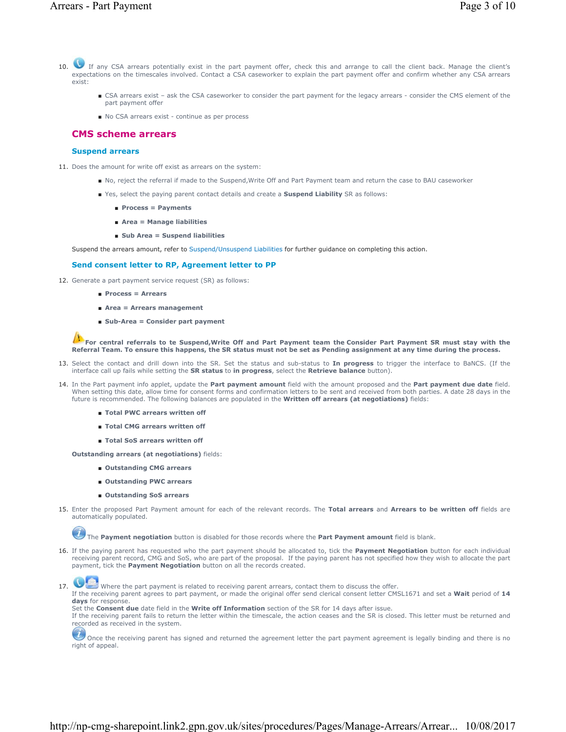10. If any CSA arrears potentially exist in the part payment offer, check this and arrange to call the client back. Manage the client's expectations on the timescales involved. Contact a CSA caseworker to explain the part payment offer and confirm whether any CSA arrears exist:

    - CSA arrears exist – ask the CSA caseworker to consider the part payment for the legacy arrears - consider the CMS element of the part payment offer
    - No CSA arrears exist - continue as per process

## CMS scheme arrears

### Suspend arrears

11. Does the amount for write off exist as arrears on the system:

    - No, reject the referral if made to the Suspend,Write Off and Part Payment team and return the case to BAU caseworker
    - Yes, select the paying parent contact details and create a **Suspend Liability** SR as follows:
        - **Process = Payments**
        - **Area = Manage liabilities**
        - **Sub Area = Suspend liabilities**

    Suspend the arrears amount, refer to Suspend/Unsuspend Liabilities for further guidance on completing this action.

### Send consent letter to RP, Agreement letter to PP

12. Generate a part payment service request (SR) as follows:

    - **Process = Arrears**
    - **Area = Arrears management**
    - **Sub-Area = Consider part payment**

    **For central referrals to te Suspend,Write Off and Part Payment team the Consider Part Payment SR must stay with the Referral Team. To ensure this happens, the SR status must not be set as Pending assignment at any time during the process.**

13. Select the contact and drill down into the SR. Set the status and sub-status to **In progress** to trigger the interface to BaNCS. (If the interface call up fails while setting the **SR status** to **in progress**, select the **Retrieve balance** button).

14. In the Part payment info applet, update the **Part payment amount** field with the amount proposed and the **Part payment due date** field. When setting this date, allow time for consent forms and confirmation letters to be sent and received from both parties. A date 28 days in the future is recommended. The following balances are populated in the **Written off arrears (at negotiations)** fields:

    - **Total PWC arrears written off**
    - **Total CMG arrears written off**
    - **Total SoS arrears written off**

    **Outstanding arrears (at negotiations)** fields:

    - **Outstanding CMG arrears**
    - **Outstanding PWC arrears**
    - **Outstanding SoS arrears**

15. Enter the proposed Part Payment amount for each of the relevant records. The **Total arrears** and **Arrears to be written off** fields are automatically populated.

    The **Payment negotiation** button is disabled for those records where the **Part Payment amount** field is blank.

16. If the paying parent has requested who the part payment should be allocated to, tick the **Payment Negotiation** button for each individual receiving parent record, CMG and SoS, who are part of the proposal. If the paying parent has not specified how they wish to allocate the part payment, tick the **Payment Negotiation** button on all the records created.

17. Where the part payment is related to receiving parent arrears, contact them to discuss the offer.
    If the receiving parent agrees to part payment, or made the original offer send clerical consent letter CMSL1671 and set a **Wait** period of **14 days** for response.
    Set the **Consent due** date field in the **Write off Information** section of the SR for 14 days after issue.
    If the receiving parent fails to return the letter within the timescale, the action ceases and the SR is closed. This letter must be returned and recorded as received in the system.

    Once the receiving parent has signed and returned the agreement letter the part payment agreement is legally binding and there is no right of appeal.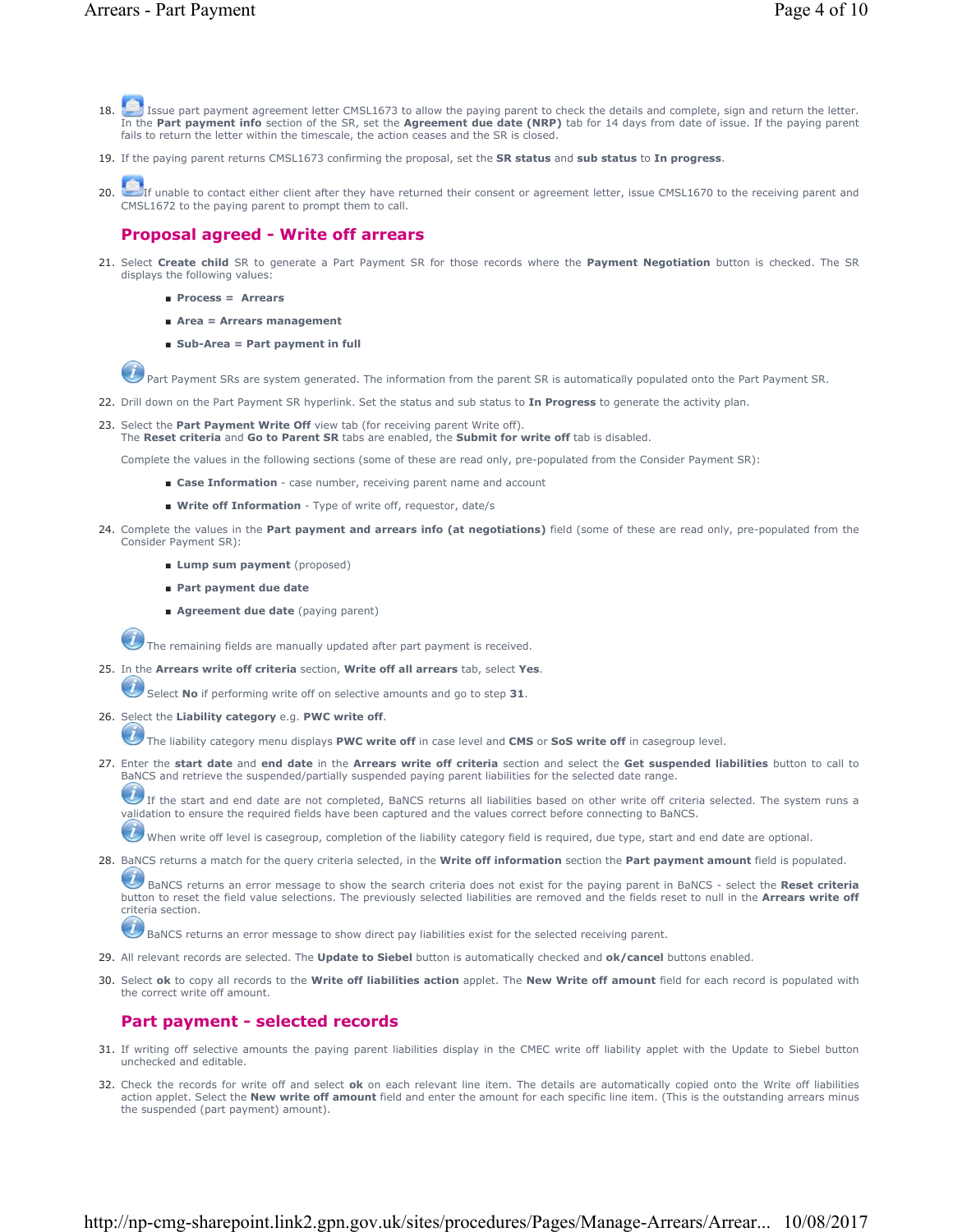18. Issue part payment agreement letter CMSL1673 to allow the paying parent to check the details and complete, sign and return the letter. In the **Part payment info** section of the SR, set the **Agreement due date (NRP)** tab for 14 days from date of issue. If the paying parent fails to return the letter within the timescale, the action ceases and the SR is closed.

19. If the paying parent returns CMSL1673 confirming the proposal, set the **SR status** and **sub status** to **In progress**.

20. If unable to contact either client after they have returned their consent or agreement letter, issue CMSL1670 to the receiving parent and CMSL1672 to the paying parent to prompt them to call.

## Proposal agreed - Write off arrears

21. Select **Create child** SR to generate a Part Payment SR for those records where the **Payment Negotiation** button is checked. The SR displays the following values:

    - **Process = Arrears**
    - **Area = Arrears management**
    - **Sub-Area = Part payment in full**

    Part Payment SRs are system generated. The information from the parent SR is automatically populated onto the Part Payment SR.

22. Drill down on the Part Payment SR hyperlink. Set the status and sub status to **In Progress** to generate the activity plan.

23. Select the **Part Payment Write Off** view tab (for receiving parent Write off).
    The **Reset criteria** and **Go to Parent SR** tabs are enabled, the **Submit for write off** tab is disabled.

    Complete the values in the following sections (some of these are read only, pre-populated from the Consider Payment SR):

    - **Case Information** - case number, receiving parent name and account
    - **Write off Information** - Type of write off, requestor, date/s

24. Complete the values in the **Part payment and arrears info (at negotiations)** field (some of these are read only, pre-populated from the Consider Payment SR):

    - **Lump sum payment** (proposed)
    - **Part payment due date**
    - **Agreement due date** (paying parent)

    The remaining fields are manually updated after part payment is received.

25. In the **Arrears write off criteria** section, **Write off all arrears** tab, select **Yes**.

    Select **No** if performing write off on selective amounts and go to step **31**.

26. Select the **Liability category** e.g. **PWC write off**.

    The liability category menu displays **PWC write off** in case level and **CMS** or **SoS write off** in casegroup level.

27. Enter the **start date** and **end date** in the **Arrears write off criteria** section and select the **Get suspended liabilities** button to call to BaNCS and retrieve the suspended/partially suspended paying parent liabilities for the selected date range.

    If the start and end date are not completed, BaNCS returns all liabilities based on other write off criteria selected. The system runs a validation to ensure the required fields have been captured and the values correct before connecting to BaNCS.

    When write off level is casegroup, completion of the liability category field is required, due type, start and end date are optional.

28. BaNCS returns a match for the query criteria selected, in the **Write off information** section the **Part payment amount** field is populated.

    BaNCS returns an error message to show the search criteria does not exist for the paying parent in BaNCS - select the **Reset criteria** button to reset the field value selections. The previously selected liabilities are removed and the fields reset to null in the **Arrears write off** criteria section.

    BaNCS returns an error message to show direct pay liabilities exist for the selected receiving parent.

29. All relevant records are selected. The **Update to Siebel** button is automatically checked and **ok/cancel** buttons enabled.

30. Select **ok** to copy all records to the **Write off liabilities action** applet. The **New Write off amount** field for each record is populated with the correct write off amount.

## Part payment - selected records

31. If writing off selective amounts the paying parent liabilities display in the CMEC write off liability applet with the Update to Siebel button unchecked and editable.

32. Check the records for write off and select **ok** on each relevant line item. The details are automatically copied onto the Write off liabilities action applet. Select the **New write off amount** field and enter the amount for each specific line item. (This is the outstanding arrears minus the suspended (part payment) amount).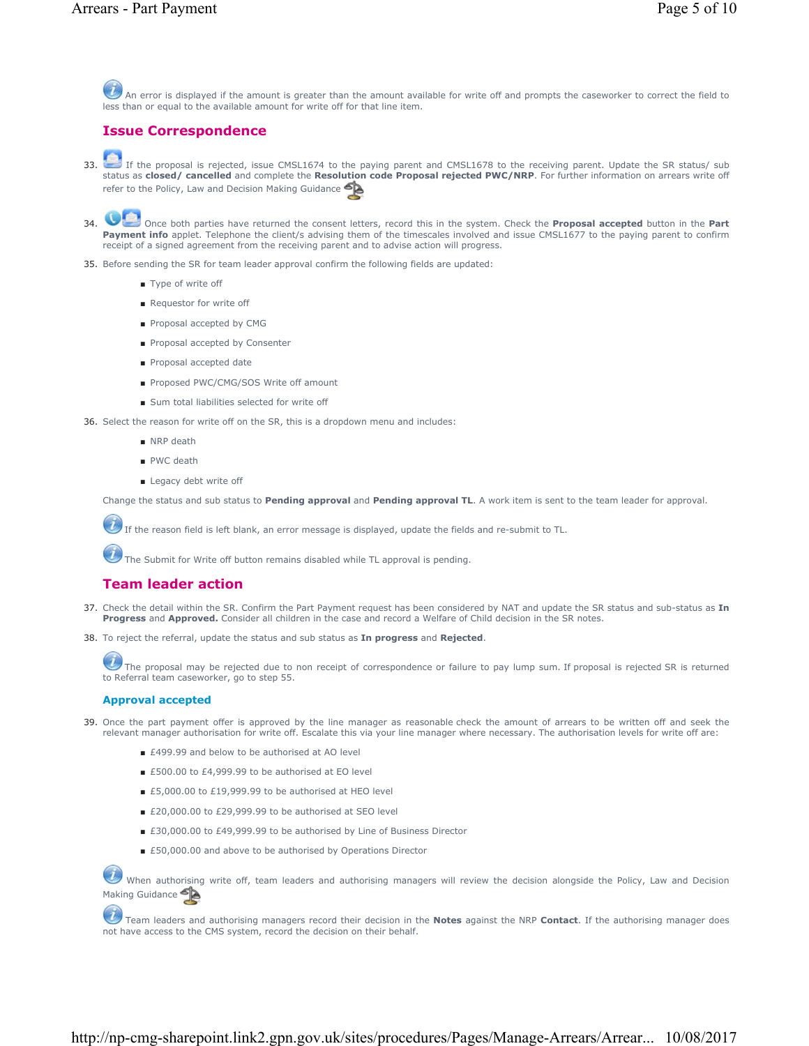An error is displayed if the amount is greater than the amount available for write off and prompts the caseworker to correct the field to less than or equal to the available amount for write off for that line item.

## Issue Correspondence

33. If the proposal is rejected, issue CMSL1674 to the paying parent and CMSL1678 to the receiving parent. Update the SR status/ sub status as **closed/ cancelled** and complete the **Resolution code Proposal rejected PWC/NRP**. For further information on arrears write off refer to the Policy, Law and Decision Making Guidance

34. Once both parties have returned the consent letters, record this in the system. Check the **Proposal accepted** button in the **Part Payment info** applet. Telephone the client/s advising them of the timescales involved and issue CMSL1677 to the paying parent to confirm receipt of a signed agreement from the receiving parent and to advise action will progress.

35. Before sending the SR for team leader approval confirm the following fields are updated:
    - Type of write off
    - Requestor for write off
    - Proposal accepted by CMG
    - Proposal accepted by Consenter
    - Proposal accepted date
    - Proposed PWC/CMG/SOS Write off amount
    - Sum total liabilities selected for write off

36. Select the reason for write off on the SR, this is a dropdown menu and includes:
    - NRP death
    - PWC death
    - Legacy debt write off

    Change the status and sub status to **Pending approval** and **Pending approval TL**. A work item is sent to the team leader for approval.

    If the reason field is left blank, an error message is displayed, update the fields and re-submit to TL.

    The Submit for Write off button remains disabled while TL approval is pending.

## Team leader action

37. Check the detail within the SR. Confirm the Part Payment request has been considered by NAT and update the SR status and sub-status as **In Progress** and **Approved.** Consider all children in the case and record a Welfare of Child decision in the SR notes.

38. To reject the referral, update the status and sub status as **In progress** and **Rejected**.

    The proposal may be rejected due to non receipt of correspondence or failure to pay lump sum. If proposal is rejected SR is returned to Referral team caseworker, go to step 55.

### Approval accepted

39. Once the part payment offer is approved by the line manager as reasonable check the amount of arrears to be written off and seek the relevant manager authorisation for write off. Escalate this via your line manager where necessary. The authorisation levels for write off are:
    - £499.99 and below to be authorised at AO level
    - £500.00 to £4,999.99 to be authorised at EO level
    - £5,000.00 to £19,999.99 to be authorised at HEO level
    - £20,000.00 to £29,999.99 to be authorised at SEO level
    - £30,000.00 to £49,999.99 to be authorised by Line of Business Director
    - £50,000.00 and above to be authorised by Operations Director

    When authorising write off, team leaders and authorising managers will review the decision alongside the Policy, Law and Decision Making Guidance

    Team leaders and authorising managers record their decision in the **Notes** against the NRP **Contact**. If the authorising manager does not have access to the CMS system, record the decision on their behalf.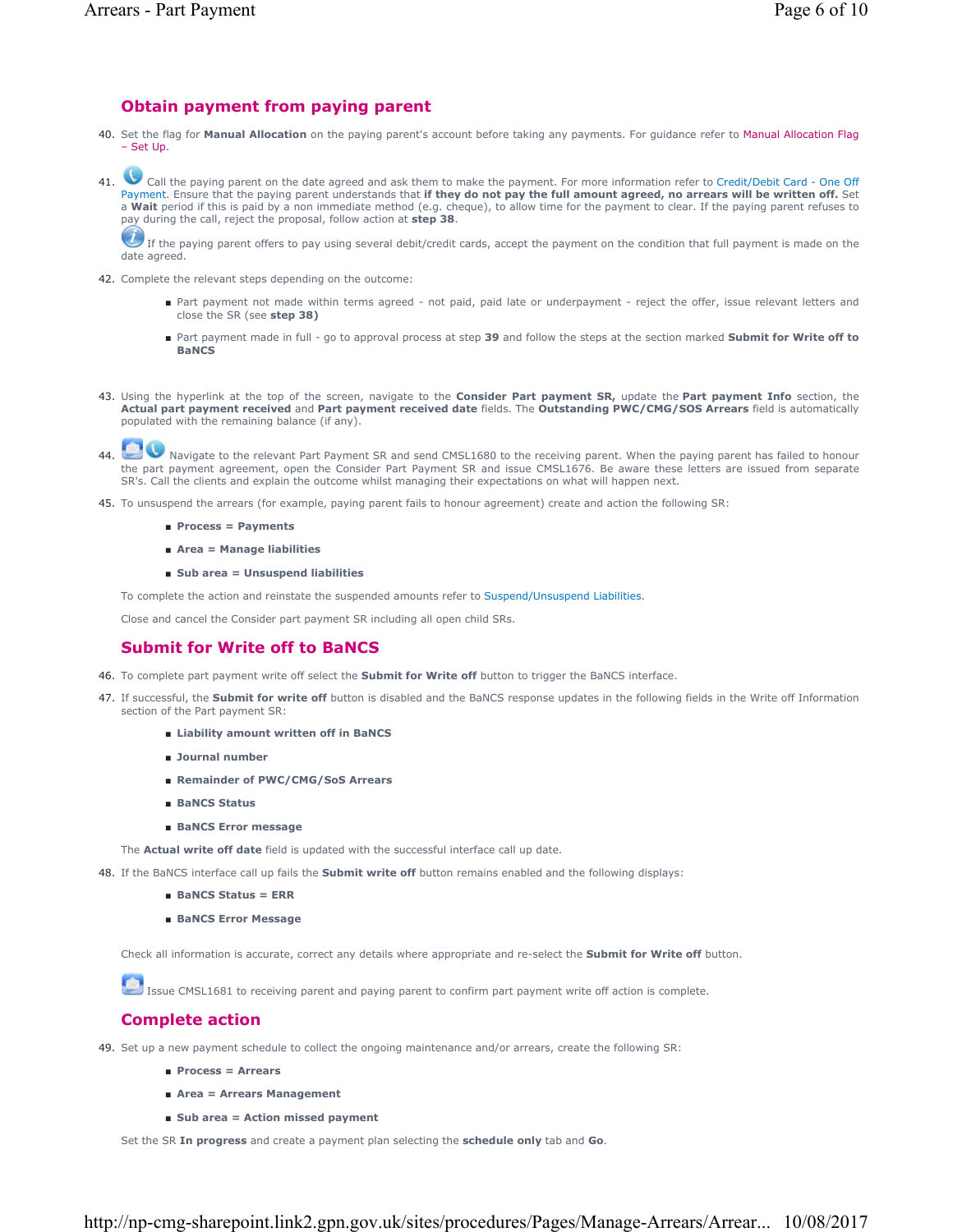## Obtain payment from paying parent

40. Set the flag for **Manual Allocation** on the paying parent's account before taking any payments. For guidance refer to Manual Allocation Flag – Set Up.

41. Call the paying parent on the date agreed and ask them to make the payment. For more information refer to Credit/Debit Card - One Off Payment. Ensure that the paying parent understands that **if they do not pay the full amount agreed, no arrears will be written off.** Set a **Wait** period if this is paid by a non immediate method (e.g. cheque), to allow time for the payment to clear. If the paying parent refuses to pay during the call, reject the proposal, follow action at **step 38**.

    If the paying parent offers to pay using several debit/credit cards, accept the payment on the condition that full payment is made on the date agreed.

42. Complete the relevant steps depending on the outcome:

    - Part payment not made within terms agreed - not paid, paid late or underpayment - reject the offer, issue relevant letters and close the SR (see **step 38**)
    - Part payment made in full - go to approval process at step **39** and follow the steps at the section marked **Submit for Write off to BaNCS**

43. Using the hyperlink at the top of the screen, navigate to the **Consider Part payment SR,** update the **Part payment Info** section, the **Actual part payment received** and **Part payment received date** fields. The **Outstanding PWC/CMG/SOS Arrears** field is automatically populated with the remaining balance (if any).

44. Navigate to the relevant Part Payment SR and send CMSL1680 to the receiving parent. When the paying parent has failed to honour the part payment agreement, open the Consider Part Payment SR and issue CMSL1676. Be aware these letters are issued from separate SR's. Call the clients and explain the outcome whilst managing their expectations on what will happen next.

45. To unsuspend the arrears (for example, paying parent fails to honour agreement) create and action the following SR:

    - **Process = Payments**
    - **Area = Manage liabilities**
    - **Sub area = Unsuspend liabilities**

    To complete the action and reinstate the suspended amounts refer to Suspend/Unsuspend Liabilities.

    Close and cancel the Consider part payment SR including all open child SRs.

## Submit for Write off to BaNCS

46. To complete part payment write off select the **Submit for Write off** button to trigger the BaNCS interface.

47. If successful, the **Submit for write off** button is disabled and the BaNCS response updates in the following fields in the Write off Information section of the Part payment SR:

    - **Liability amount written off in BaNCS**
    - **Journal number**
    - **Remainder of PWC/CMG/SoS Arrears**
    - **BaNCS Status**
    - **BaNCS Error message**

    The **Actual write off date** field is updated with the successful interface call up date.

48. If the BaNCS interface call up fails the **Submit write off** button remains enabled and the following displays:

    - **BaNCS Status = ERR**
    - **BaNCS Error Message**

    Check all information is accurate, correct any details where appropriate and re-select the **Submit for Write off** button.

    Issue CMSL1681 to receiving parent and paying parent to confirm part payment write off action is complete.

## Complete action

49. Set up a new payment schedule to collect the ongoing maintenance and/or arrears, create the following SR:

    - **Process = Arrears**
    - **Area = Arrears Management**
    - **Sub area = Action missed payment**

    Set the SR **In progress** and create a payment plan selecting the **schedule only** tab and **Go**.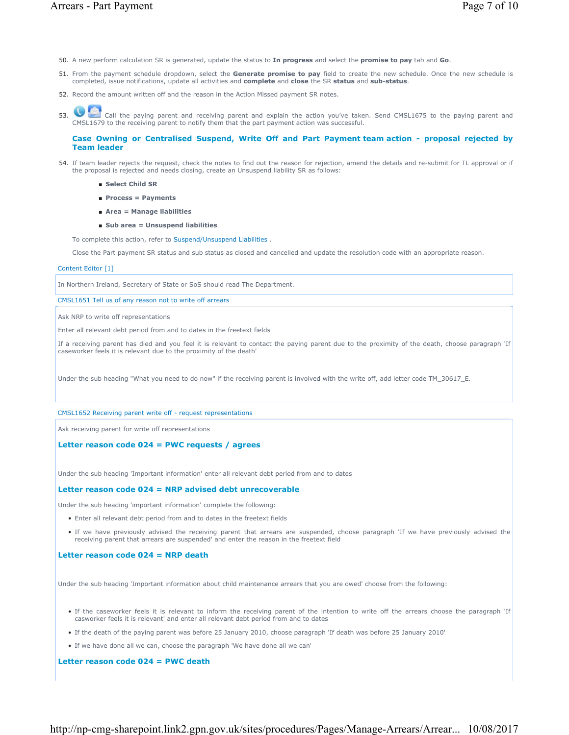50. A new perform calculation SR is generated, update the status to **In progress** and select the **promise to pay** tab and **Go**.

51. From the payment schedule dropdown, select the **Generate promise to pay** field to create the new schedule. Once the new schedule is completed, issue notifications, update all activities and **complete** and **close** the SR **status** and **sub-status**.

52. Record the amount written off and the reason in the Action Missed payment SR notes.

53. Call the paying parent and receiving parent and explain the action you've taken. Send CMSL1675 to the paying parent and CMSL1679 to the receiving parent to notify them that the part payment action was successful.

### Case Owning or Centralised Suspend, Write Off and Part Payment team action - proposal rejected by Team leader

54. If team leader rejects the request, check the notes to find out the reason for rejection, amend the details and re-submit for TL approval or if the proposal is rejected and needs closing, create an Unsuspend liability SR as follows:

    - **Select Child SR**
    - **Process = Payments**
    - **Area = Manage liabilities**
    - **Sub area = Unsuspend liabilities**

    To complete this action, refer to Suspend/Unsuspend Liabilities .

    Close the Part payment SR status and sub status as closed and cancelled and update the resolution code with an appropriate reason.

Content Editor [1]

In Northern Ireland, Secretary of State or SoS should read The Department.

CMSL1651 Tell us of any reason not to write off arrears

Ask NRP to write off representations

Enter all relevant debt period from and to dates in the freetext fields

If a receiving parent has died and you feel it is relevant to contact the paying parent due to the proximity of the death, choose paragraph 'If caseworker feels it is relevant due to the proximity of the death'

Under the sub heading "What you need to do now" if the receiving parent is involved with the write off, add letter code TM_30617_E.

CMSL1652 Receiving parent write off - request representations

Ask receiving parent for write off representations

**Letter reason code 024 = PWC requests / agrees**

Under the sub heading 'Important information' enter all relevant debt period from and to dates

**Letter reason code 024 = NRP advised debt unrecoverable**

Under the sub heading 'important information' complete the following:

- Enter all relevant debt period from and to dates in the freetext fields
- If we have previously advised the receiving parent that arrears are suspended, choose paragraph 'If we have previously advised the receiving parent that arrears are suspended' and enter the reason in the freetext field

**Letter reason code 024 = NRP death**

Under the sub heading 'Important information about child maintenance arrears that you are owed' choose from the following:

- If the caseworker feels it is relevant to inform the receiving parent of the intention to write off the arrears choose the paragraph 'If casworker feels it is relevant' and enter all relevant debt period from and to dates
- If the death of the paying parent was before 25 January 2010, choose paragraph 'If death was before 25 January 2010'
- If we have done all we can, choose the paragraph 'We have done all we can'

**Letter reason code 024 = PWC death**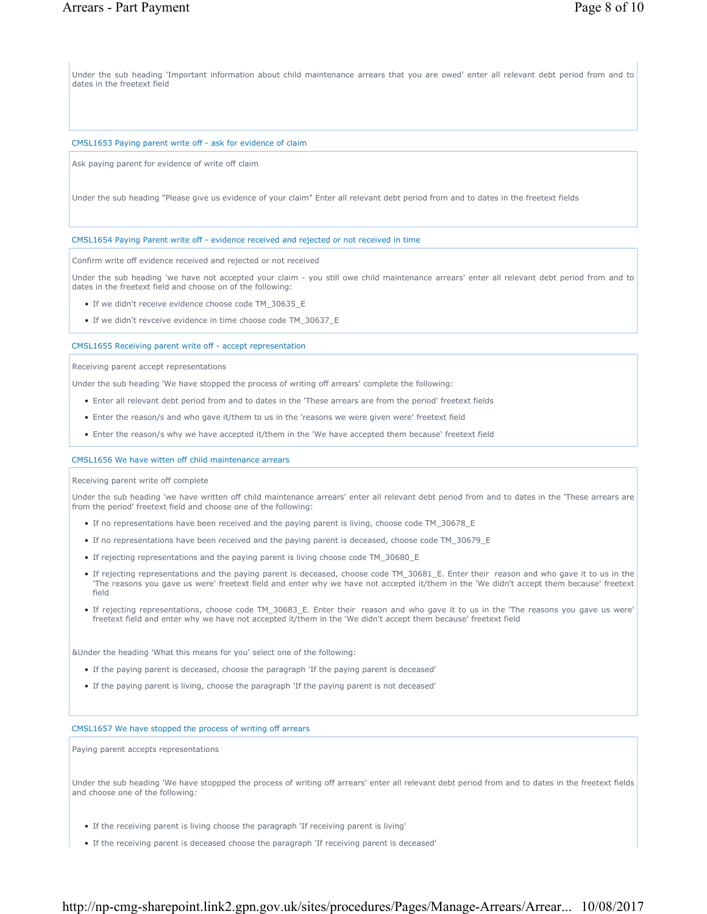Under the sub heading 'Important information about child maintenance arrears that you are owed' enter all relevant debt period from and to dates in the freetext field

### CMSL1653 Paying parent write off - ask for evidence of claim

Ask paying parent for evidence of write off claim

Under the sub heading "Please give us evidence of your claim" Enter all relevant debt period from and to dates in the freetext fields

### CMSL1654 Paying Parent write off - evidence received and rejected or not received in time

Confirm write off evidence received and rejected or not received

Under the sub heading 'we have not accepted your claim - you still owe child maintenance arrears' enter all relevant debt period from and to dates in the freetext field and choose on of the following:

- If we didn't receive evidence choose code TM_30635_E
- If we didn't revceive evidence in time choose code TM_30637_E

### CMSL1655 Receiving parent write off - accept representation

Receiving parent accept representations

Under the sub heading 'We have stopped the process of writing off arrears' complete the following:

- Enter all relevant debt period from and to dates in the 'These arrears are from the period' freetext fields
- Enter the reason/s and who gave it/them to us in the 'reasons we were given were' freetext field
- Enter the reason/s why we have accepted it/them in the 'We have accepted them because' freetext field

### CMSL1656 We have witten off child maintenance arrears

Receiving parent write off complete

Under the sub heading 'we have written off child maintenance arrears' enter all relevant debt period from and to dates in the 'These arrears are from the period' freetext field and choose one of the following:

- If no representations have been received and the paying parent is living, choose code TM_30678_E
- If no representations have been received and the paying parent is deceased, choose code TM_30679_E
- If rejecting representations and the paying parent is living choose code TM_30680_E
- If rejecting representations and the paying parent is deceased, choose code TM_30681_E. Enter their reason and who gave it to us in the 'The reasons you gave us were' freetext field and enter why we have not accepted it/them in the 'We didn't accept them because' freetext field
- If rejecting representations, choose code TM_30683_E. Enter their reason and who gave it to us in the 'The reasons you gave us were' freetext field and enter why we have not accepted it/them in the 'We didn't accept them because' freetext field

&Under the heading 'What this means for you' select one of the following:

- If the paying parent is deceased, choose the paragraph 'If the paying parent is deceased'
- If the paying parent is living, choose the paragraph 'If the paying parent is not deceased'

### CMSL1657 We have stopped the process of writing off arrears

Paying parent accepts representations

Under the sub heading 'We have stoppped the process of writing off arrears' enter all relevant debt period from and to dates in the freetext fields and choose one of the following:

- If the receiving parent is living choose the paragraph 'If receiving parent is living'
- If the receiving parent is deceased choose the paragraph 'If receiving parent is deceased'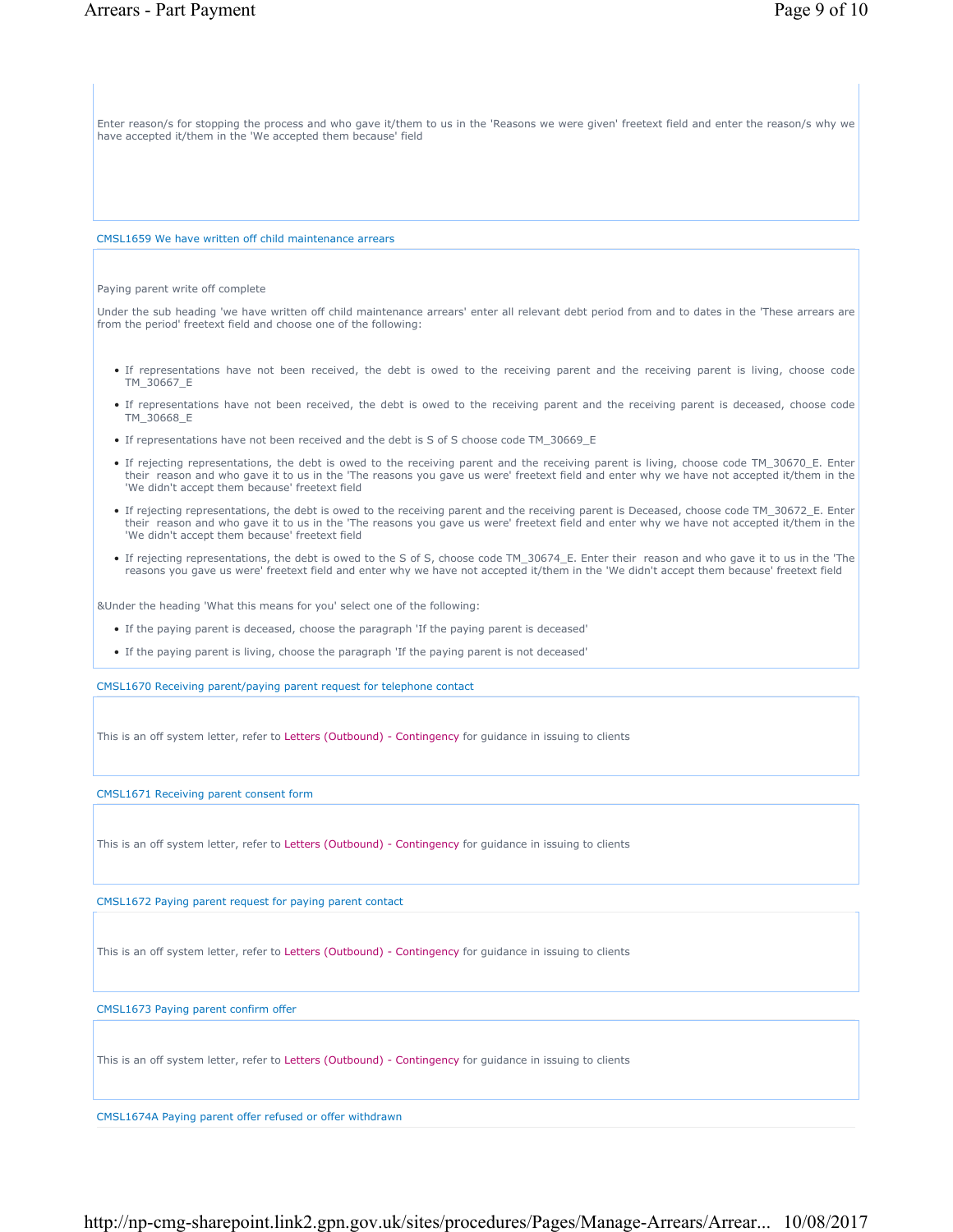Enter reason/s for stopping the process and who gave it/them to us in the 'Reasons we were given' freetext field and enter the reason/s why we have accepted it/them in the 'We accepted them because' field

### CMSL1659 We have written off child maintenance arrears

Paying parent write off complete

Under the sub heading 'we have written off child maintenance arrears' enter all relevant debt period from and to dates in the 'These arrears are from the period' freetext field and choose one of the following:

- If representations have not been received, the debt is owed to the receiving parent and the receiving parent is living, choose code TM_30667_E
- If representations have not been received, the debt is owed to the receiving parent and the receiving parent is deceased, choose code TM_30668_E
- If representations have not been received and the debt is S of S choose code TM_30669_E
- If rejecting representations, the debt is owed to the receiving parent and the receiving parent is living, choose code TM_30670_E. Enter their reason and who gave it to us in the 'The reasons you gave us were' freetext field and enter why we have not accepted it/them in the 'We didn't accept them because' freetext field
- If rejecting representations, the debt is owed to the receiving parent and the receiving parent is Deceased, choose code TM_30672_E. Enter their reason and who gave it to us in the 'The reasons you gave us were' freetext field and enter why we have not accepted it/them in the 'We didn't accept them because' freetext field
- If rejecting representations, the debt is owed to the S of S, choose code TM_30674_E. Enter their reason and who gave it to us in the 'The reasons you gave us were' freetext field and enter why we have not accepted it/them in the 'We didn't accept them because' freetext field

&Under the heading 'What this means for you' select one of the following:

- If the paying parent is deceased, choose the paragraph 'If the paying parent is deceased'
- If the paying parent is living, choose the paragraph 'If the paying parent is not deceased'

### CMSL1670 Receiving parent/paying parent request for telephone contact

This is an off system letter, refer to Letters (Outbound) - Contingency for guidance in issuing to clients

### CMSL1671 Receiving parent consent form

This is an off system letter, refer to Letters (Outbound) - Contingency for guidance in issuing to clients

### CMSL1672 Paying parent request for paying parent contact

This is an off system letter, refer to Letters (Outbound) - Contingency for guidance in issuing to clients

### CMSL1673 Paying parent confirm offer

This is an off system letter, refer to Letters (Outbound) - Contingency for guidance in issuing to clients

### CMSL1674A Paying parent offer refused or offer withdrawn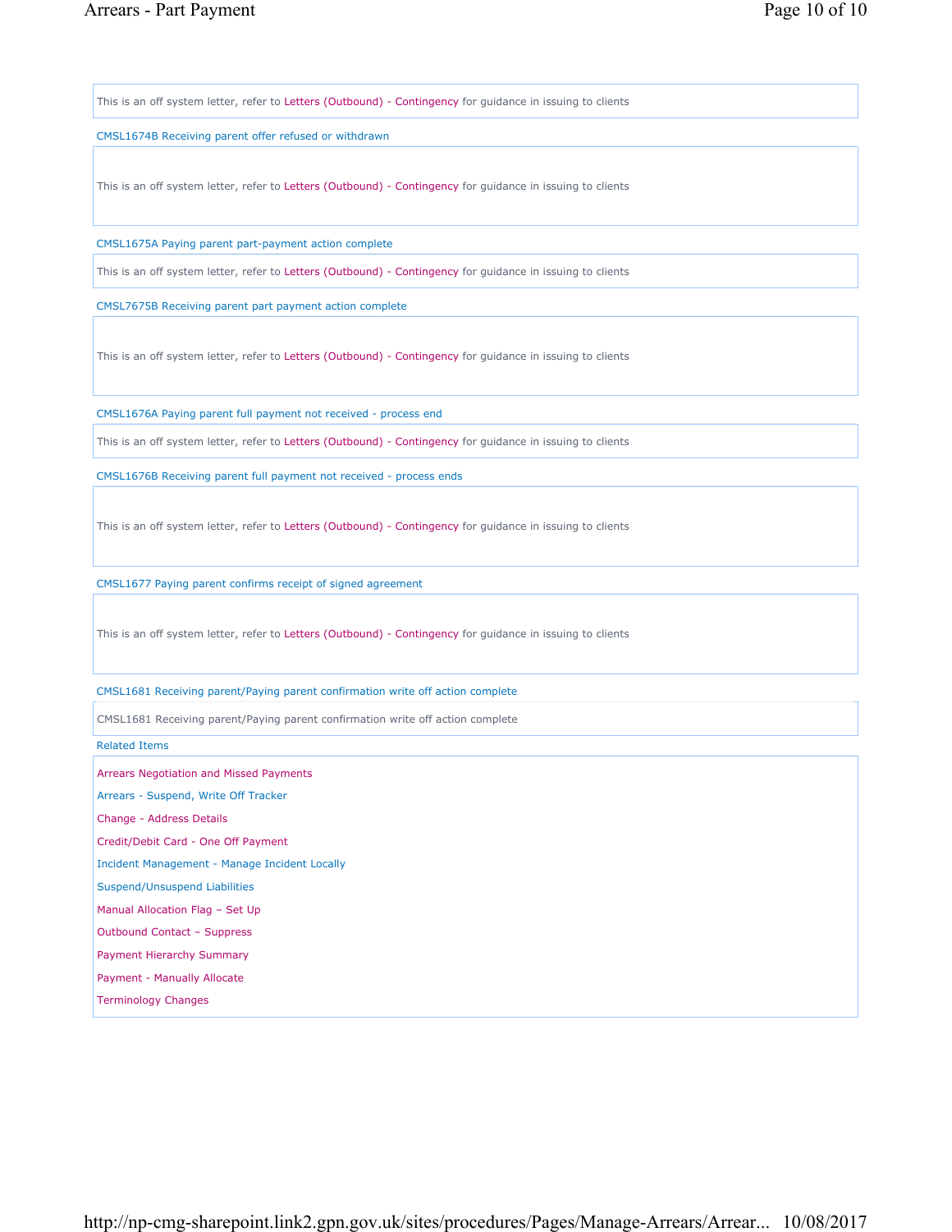This is an off system letter, refer to Letters (Outbound) - Contingency for guidance in issuing to clients

CMSL1674B Receiving parent offer refused or withdrawn

This is an off system letter, refer to Letters (Outbound) - Contingency for guidance in issuing to clients

CMSL1675A Paying parent part-payment action complete

This is an off system letter, refer to Letters (Outbound) - Contingency for guidance in issuing to clients

CMSL7675B Receiving parent part payment action complete

This is an off system letter, refer to Letters (Outbound) - Contingency for guidance in issuing to clients

CMSL1676A Paying parent full payment not received - process end

This is an off system letter, refer to Letters (Outbound) - Contingency for guidance in issuing to clients

CMSL1676B Receiving parent full payment not received - process ends

This is an off system letter, refer to Letters (Outbound) - Contingency for guidance in issuing to clients

CMSL1677 Paying parent confirms receipt of signed agreement

This is an off system letter, refer to Letters (Outbound) - Contingency for guidance in issuing to clients

CMSL1681 Receiving parent/Paying parent confirmation write off action complete

CMSL1681 Receiving parent/Paying parent confirmation write off action complete

Related Items

Arrears Negotiation and Missed Payments

Arrears - Suspend, Write Off Tracker

Change - Address Details

Credit/Debit Card - One Off Payment

Incident Management - Manage Incident Locally

Suspend/Unsuspend Liabilities

Manual Allocation Flag – Set Up

Outbound Contact – Suppress

Payment Hierarchy Summary

Payment - Manually Allocate

Terminology Changes